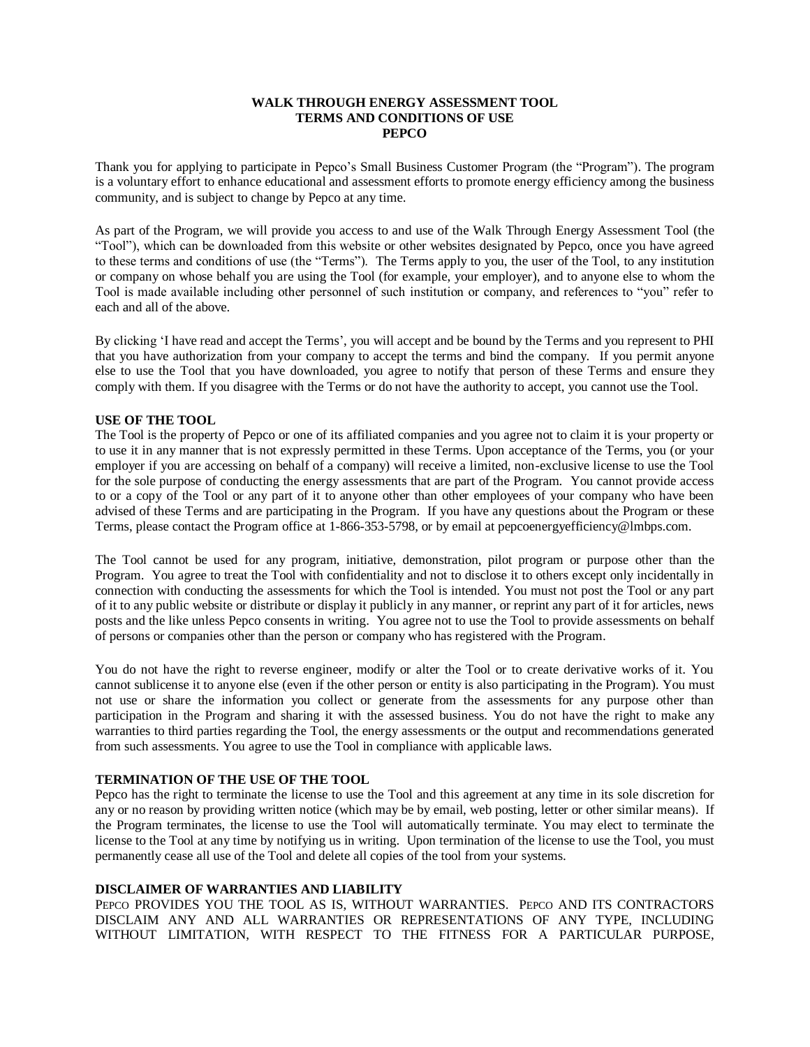# WALK THROUGH ENERGY ASSESSMENT TOOL
# TERMS AND CONDITIONS OF USE
# PEPCO

Thank you for applying to participate in Pepco's Small Business Customer Program (the "Program"). The program is a voluntary effort to enhance educational and assessment efforts to promote energy efficiency among the business community, and is subject to change by Pepco at any time.

As part of the Program, we will provide you access to and use of the Walk Through Energy Assessment Tool (the "Tool"), which can be downloaded from this website or other websites designated by Pepco, once you have agreed to these terms and conditions of use (the "Terms"). The Terms apply to you, the user of the Tool, to any institution or company on whose behalf you are using the Tool (for example, your employer), and to anyone else to whom the Tool is made available including other personnel of such institution or company, and references to "you" refer to each and all of the above.

By clicking 'I have read and accept the Terms', you will accept and be bound by the Terms and you represent to PHI that you have authorization from your company to accept the terms and bind the company. If you permit anyone else to use the Tool that you have downloaded, you agree to notify that person of these Terms and ensure they comply with them. If you disagree with the Terms or do not have the authority to accept, you cannot use the Tool.

**USE OF THE TOOL**

The Tool is the property of Pepco or one of its affiliated companies and you agree not to claim it is your property or to use it in any manner that is not expressly permitted in these Terms. Upon acceptance of the Terms, you (or your employer if you are accessing on behalf of a company) will receive a limited, non-exclusive license to use the Tool for the sole purpose of conducting the energy assessments that are part of the Program. You cannot provide access to or a copy of the Tool or any part of it to anyone other than other employees of your company who have been advised of these Terms and are participating in the Program. If you have any questions about the Program or these Terms, please contact the Program office at 1-866-353-5798, or by email at pepcoenergyefficiency@lmbps.com.

The Tool cannot be used for any program, initiative, demonstration, pilot program or purpose other than the Program. You agree to treat the Tool with confidentiality and not to disclose it to others except only incidentally in connection with conducting the assessments for which the Tool is intended. You must not post the Tool or any part of it to any public website or distribute or display it publicly in any manner, or reprint any part of it for articles, news posts and the like unless Pepco consents in writing. You agree not to use the Tool to provide assessments on behalf of persons or companies other than the person or company who has registered with the Program.

You do not have the right to reverse engineer, modify or alter the Tool or to create derivative works of it. You cannot sublicense it to anyone else (even if the other person or entity is also participating in the Program). You must not use or share the information you collect or generate from the assessments for any purpose other than participation in the Program and sharing it with the assessed business. You do not have the right to make any warranties to third parties regarding the Tool, the energy assessments or the output and recommendations generated from such assessments. You agree to use the Tool in compliance with applicable laws.

**TERMINATION OF THE USE OF THE TOOL**

Pepco has the right to terminate the license to use the Tool and this agreement at any time in its sole discretion for any or no reason by providing written notice (which may be by email, web posting, letter or other similar means). If the Program terminates, the license to use the Tool will automatically terminate. You may elect to terminate the license to the Tool at any time by notifying us in writing. Upon termination of the license to use the Tool, you must permanently cease all use of the Tool and delete all copies of the tool from your systems.

**DISCLAIMER OF WARRANTIES AND LIABILITY**

PEPCO PROVIDES YOU THE TOOL AS IS, WITHOUT WARRANTIES. PEPCO AND ITS CONTRACTORS DISCLAIM ANY AND ALL WARRANTIES OR REPRESENTATIONS OF ANY TYPE, INCLUDING WITHOUT LIMITATION, WITH RESPECT TO THE FITNESS FOR A PARTICULAR PURPOSE,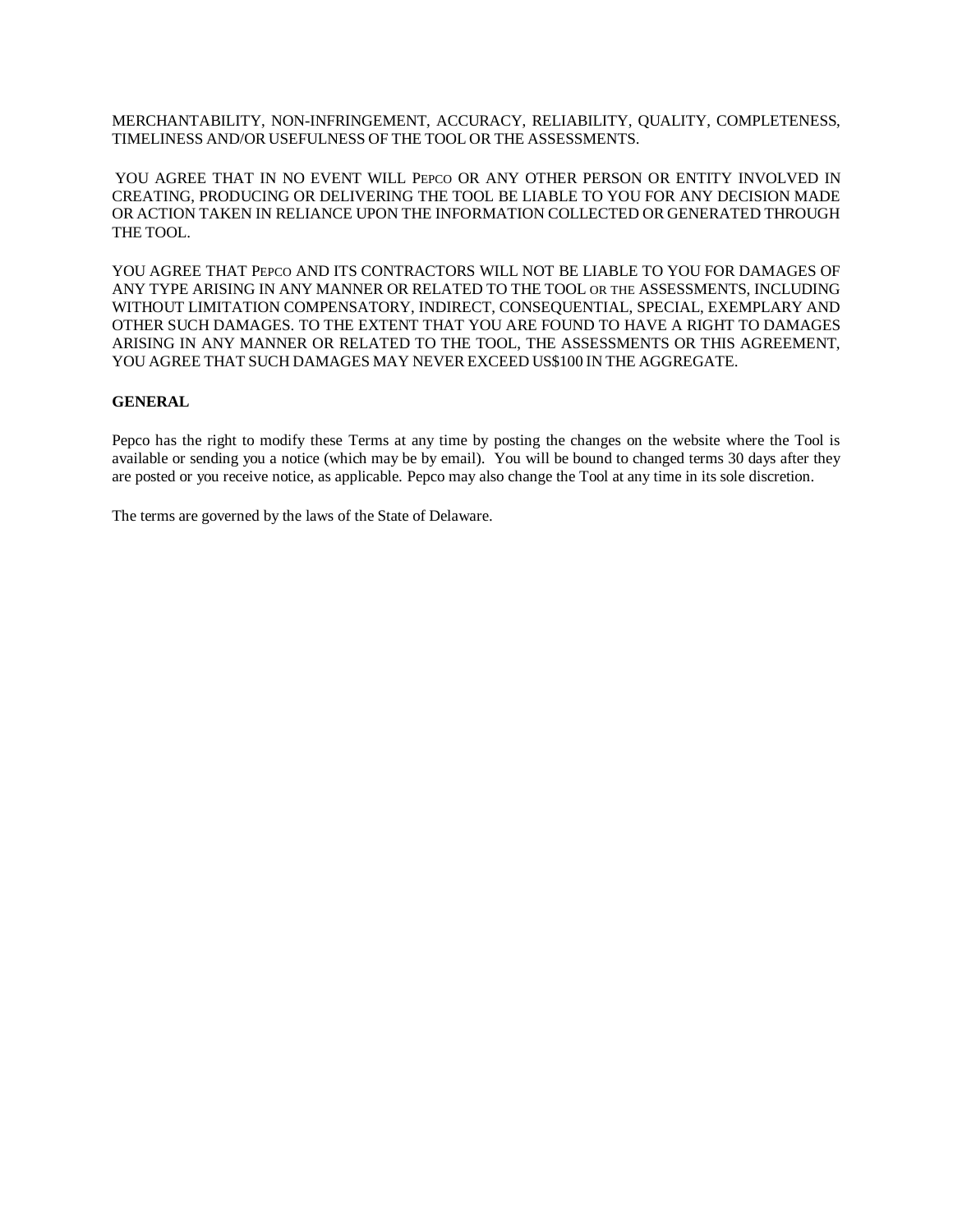MERCHANTABILITY, NON-INFRINGEMENT, ACCURACY, RELIABILITY, QUALITY, COMPLETENESS, TIMELINESS AND/OR USEFULNESS OF THE TOOL OR THE ASSESSMENTS.

YOU AGREE THAT IN NO EVENT WILL PEPCO OR ANY OTHER PERSON OR ENTITY INVOLVED IN CREATING, PRODUCING OR DELIVERING THE TOOL BE LIABLE TO YOU FOR ANY DECISION MADE OR ACTION TAKEN IN RELIANCE UPON THE INFORMATION COLLECTED OR GENERATED THROUGH THE TOOL.

YOU AGREE THAT PEPCO AND ITS CONTRACTORS WILL NOT BE LIABLE TO YOU FOR DAMAGES OF ANY TYPE ARISING IN ANY MANNER OR RELATED TO THE TOOL OR THE ASSESSMENTS, INCLUDING WITHOUT LIMITATION COMPENSATORY, INDIRECT, CONSEQUENTIAL, SPECIAL, EXEMPLARY AND OTHER SUCH DAMAGES. TO THE EXTENT THAT YOU ARE FOUND TO HAVE A RIGHT TO DAMAGES ARISING IN ANY MANNER OR RELATED TO THE TOOL, THE ASSESSMENTS OR THIS AGREEMENT, YOU AGREE THAT SUCH DAMAGES MAY NEVER EXCEED US$100 IN THE AGGREGATE.

**GENERAL**

Pepco has the right to modify these Terms at any time by posting the changes on the website where the Tool is available or sending you a notice (which may be by email). You will be bound to changed terms 30 days after they are posted or you receive notice, as applicable. Pepco may also change the Tool at any time in its sole discretion.

The terms are governed by the laws of the State of Delaware.